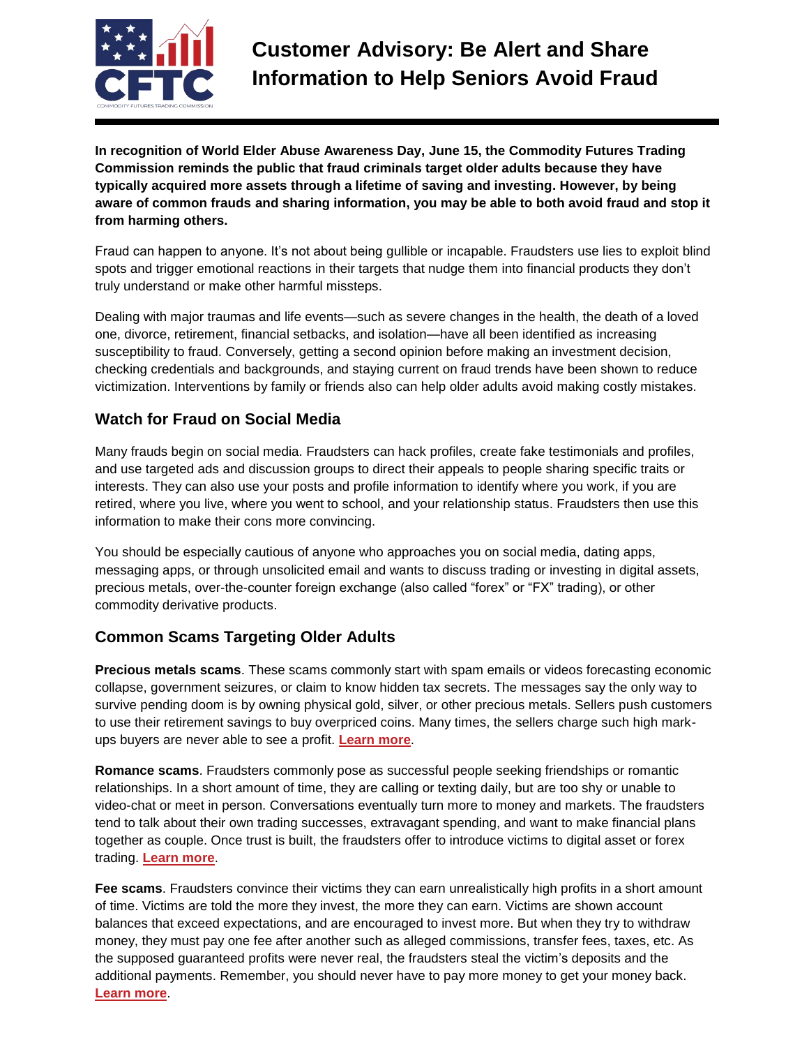# Customer Advisory: Be Alert and Share Information to Help Seniors Avoid Fraud

**In recognition of World Elder Abuse Awareness Day, June 15, the Commodity Futures Trading Commission reminds the public that fraud criminals target older adults because they have typically acquired more assets through a lifetime of saving and investing. However, by being aware of common frauds and sharing information, you may be able to both avoid fraud and stop it from harming others.**

Fraud can happen to anyone. It's not about being gullible or incapable. Fraudsters use lies to exploit blind spots and trigger emotional reactions in their targets that nudge them into financial products they don't truly understand or make other harmful missteps.

Dealing with major traumas and life events—such as severe changes in the health, the death of a loved one, divorce, retirement, financial setbacks, and isolation—have all been identified as increasing susceptibility to fraud. Conversely, getting a second opinion before making an investment decision, checking credentials and backgrounds, and staying current on fraud trends have been shown to reduce victimization. Interventions by family or friends also can help older adults avoid making costly mistakes.

## Watch for Fraud on Social Media

Many frauds begin on social media. Fraudsters can hack profiles, create fake testimonials and profiles, and use targeted ads and discussion groups to direct their appeals to people sharing specific traits or interests. They can also use your posts and profile information to identify where you work, if you are retired, where you live, where you went to school, and your relationship status. Fraudsters then use this information to make their cons more convincing.

You should be especially cautious of anyone who approaches you on social media, dating apps, messaging apps, or through unsolicited email and wants to discuss trading or investing in digital assets, precious metals, over-the-counter foreign exchange (also called "forex" or "FX" trading), or other commodity derivative products.

## Common Scams Targeting Older Adults

**Precious metals scams**. These scams commonly start with spam emails or videos forecasting economic collapse, government seizures, or claim to know hidden tax secrets. The messages say the only way to survive pending doom is by owning physical gold, silver, or other precious metals. Sellers push customers to use their retirement savings to buy overpriced coins. Many times, the sellers charge such high mark-ups buyers are never able to see a profit. **Learn more**.

**Romance scams**. Fraudsters commonly pose as successful people seeking friendships or romantic relationships. In a short amount of time, they are calling or texting daily, but are too shy or unable to video-chat or meet in person. Conversations eventually turn more to money and markets. The fraudsters tend to talk about their own trading successes, extravagant spending, and want to make financial plans together as couple. Once trust is built, the fraudsters offer to introduce victims to digital asset or forex trading. **Learn more**.

**Fee scams**. Fraudsters convince their victims they can earn unrealistically high profits in a short amount of time. Victims are told the more they invest, the more they can earn. Victims are shown account balances that exceed expectations, and are encouraged to invest more. But when they try to withdraw money, they must pay one fee after another such as alleged commissions, transfer fees, taxes, etc. As the supposed guaranteed profits were never real, the fraudsters steal the victim's deposits and the additional payments. Remember, you should never have to pay more money to get your money back. **Learn more**.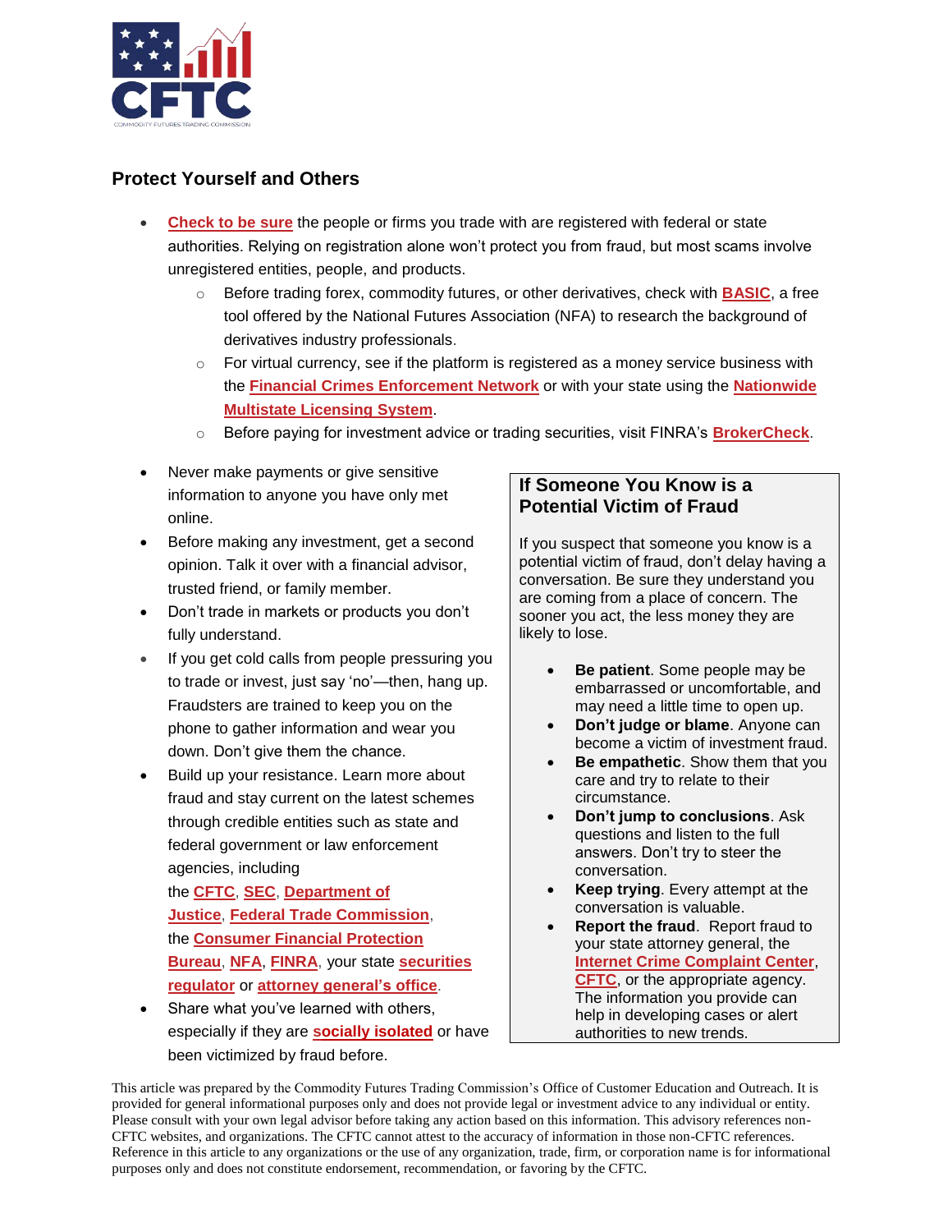## Protect Yourself and Others

- **Check to be sure** the people or firms you trade with are registered with federal or state authorities. Relying on registration alone won't protect you from fraud, but most scams involve unregistered entities, people, and products.
  - Before trading forex, commodity futures, or other derivatives, check with **BASIC**, a free tool offered by the National Futures Association (NFA) to research the background of derivatives industry professionals.
  - For virtual currency, see if the platform is registered as a money service business with the **Financial Crimes Enforcement Network** or with your state using the **Nationwide Multistate Licensing System**.
  - Before paying for investment advice or trading securities, visit FINRA's **BrokerCheck**.
- Never make payments or give sensitive information to anyone you have only met online.
- Before making any investment, get a second opinion. Talk it over with a financial advisor, trusted friend, or family member.
- Don't trade in markets or products you don't fully understand.
- If you get cold calls from people pressuring you to trade or invest, just say 'no'—then, hang up. Fraudsters are trained to keep you on the phone to gather information and wear you down. Don't give them the chance.
- Build up your resistance. Learn more about fraud and stay current on the latest schemes through credible entities such as state and federal government or law enforcement agencies, including the **CFTC**, **SEC**, **Department of Justice**, **Federal Trade Commission**, the **Consumer Financial Protection Bureau**, **NFA**, **FINRA**, your state **securities regulator** or **attorney general's office**.
- Share what you've learned with others, especially if they are **socially isolated** or have been victimized by fraud before.

### If Someone You Know is a Potential Victim of Fraud

If you suspect that someone you know is a potential victim of fraud, don't delay having a conversation. Be sure they understand you are coming from a place of concern. The sooner you act, the less money they are likely to lose.

- **Be patient**. Some people may be embarrassed or uncomfortable, and may need a little time to open up.
- **Don't judge or blame**. Anyone can become a victim of investment fraud.
- **Be empathetic**. Show them that you care and try to relate to their circumstance.
- **Don't jump to conclusions**. Ask questions and listen to the full answers. Don't try to steer the conversation.
- **Keep trying**. Every attempt at the conversation is valuable.
- **Report the fraud**. Report fraud to your state attorney general, the **Internet Crime Complaint Center**, **CFTC**, or the appropriate agency. The information you provide can help in developing cases or alert authorities to new trends.

This article was prepared by the Commodity Futures Trading Commission's Office of Customer Education and Outreach. It is provided for general informational purposes only and does not provide legal or investment advice to any individual or entity. Please consult with your own legal advisor before taking any action based on this information. This advisory references non-CFTC websites, and organizations. The CFTC cannot attest to the accuracy of information in those non-CFTC references. Reference in this article to any organizations or the use of any organization, trade, firm, or corporation name is for informational purposes only and does not constitute endorsement, recommendation, or favoring by the CFTC.